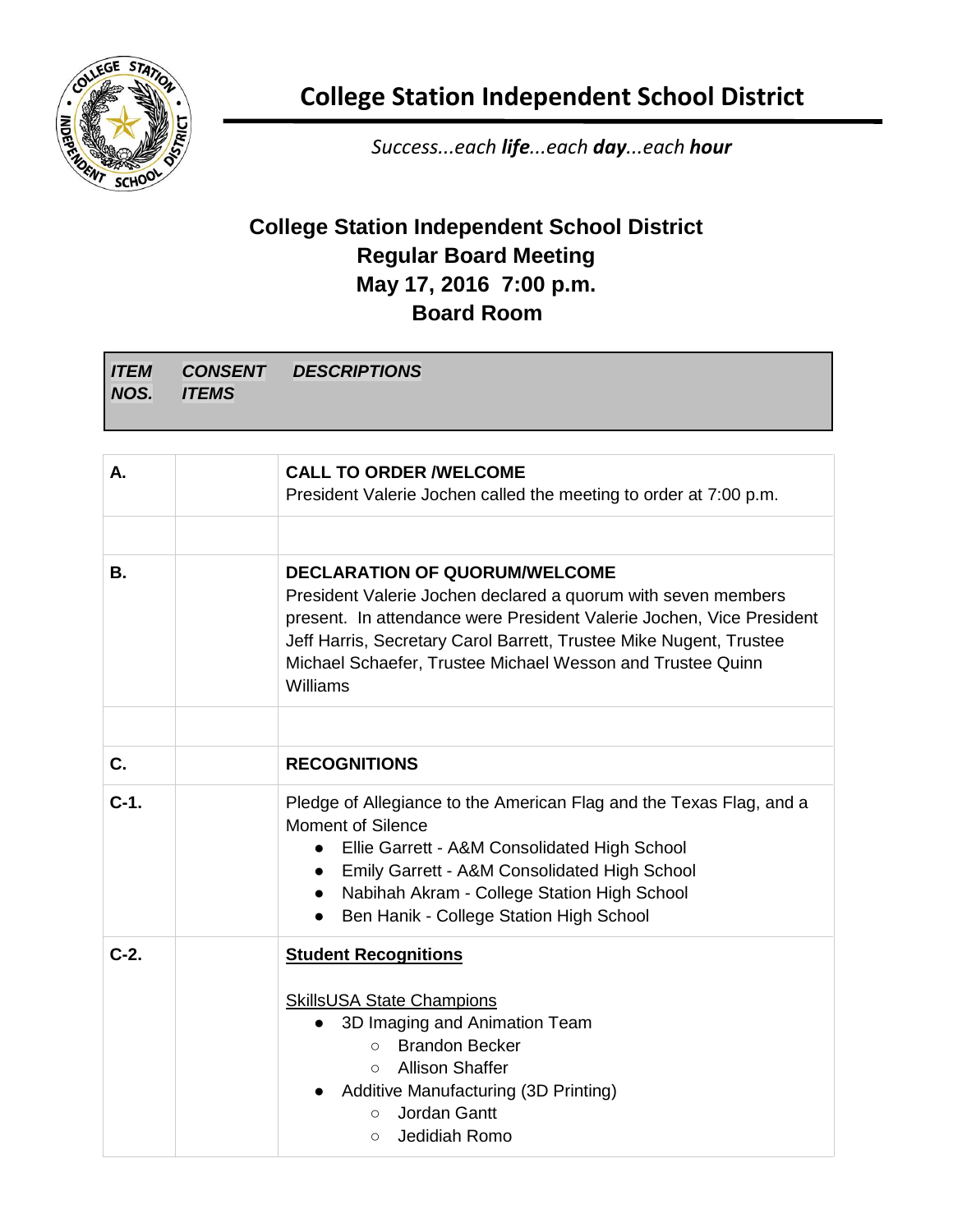# College Station Independent School District

*Success...each **life**...each **day**...each **hour***

## College Station Independent School District
## Regular Board Meeting
## May 17, 2016 7:00 p.m.
## Board Room

| *ITEM NOS.* | *CONSENT ITEMS* | *DESCRIPTIONS* |
|---|---|---|
| **A.** | | **CALL TO ORDER /WELCOME**<br>President Valerie Jochen called the meeting to order at 7:00 p.m. |
| | | |
| **B.** | | **DECLARATION OF QUORUM/WELCOME**<br>President Valerie Jochen declared a quorum with seven members present. In attendance were President Valerie Jochen, Vice President Jeff Harris, Secretary Carol Barrett, Trustee Mike Nugent, Trustee Michael Schaefer, Trustee Michael Wesson and Trustee Quinn Williams |
| | | |
| **C.** | | **RECOGNITIONS** |
| **C-1.** | | Pledge of Allegiance to the American Flag and the Texas Flag, and a Moment of Silence<br>● Ellie Garrett - A&M Consolidated High School<br>● Emily Garrett - A&M Consolidated High School<br>● Nabihah Akram - College Station High School<br>● Ben Hanik - College Station High School |
| **C-2.** | | **Student Recognitions**<br><br>SkillsUSA State Champions<br>● 3D Imaging and Animation Team<br>○ Brandon Becker<br>○ Allison Shaffer<br>● Additive Manufacturing (3D Printing)<br>○ Jordan Gantt<br>○ Jedidiah Romo |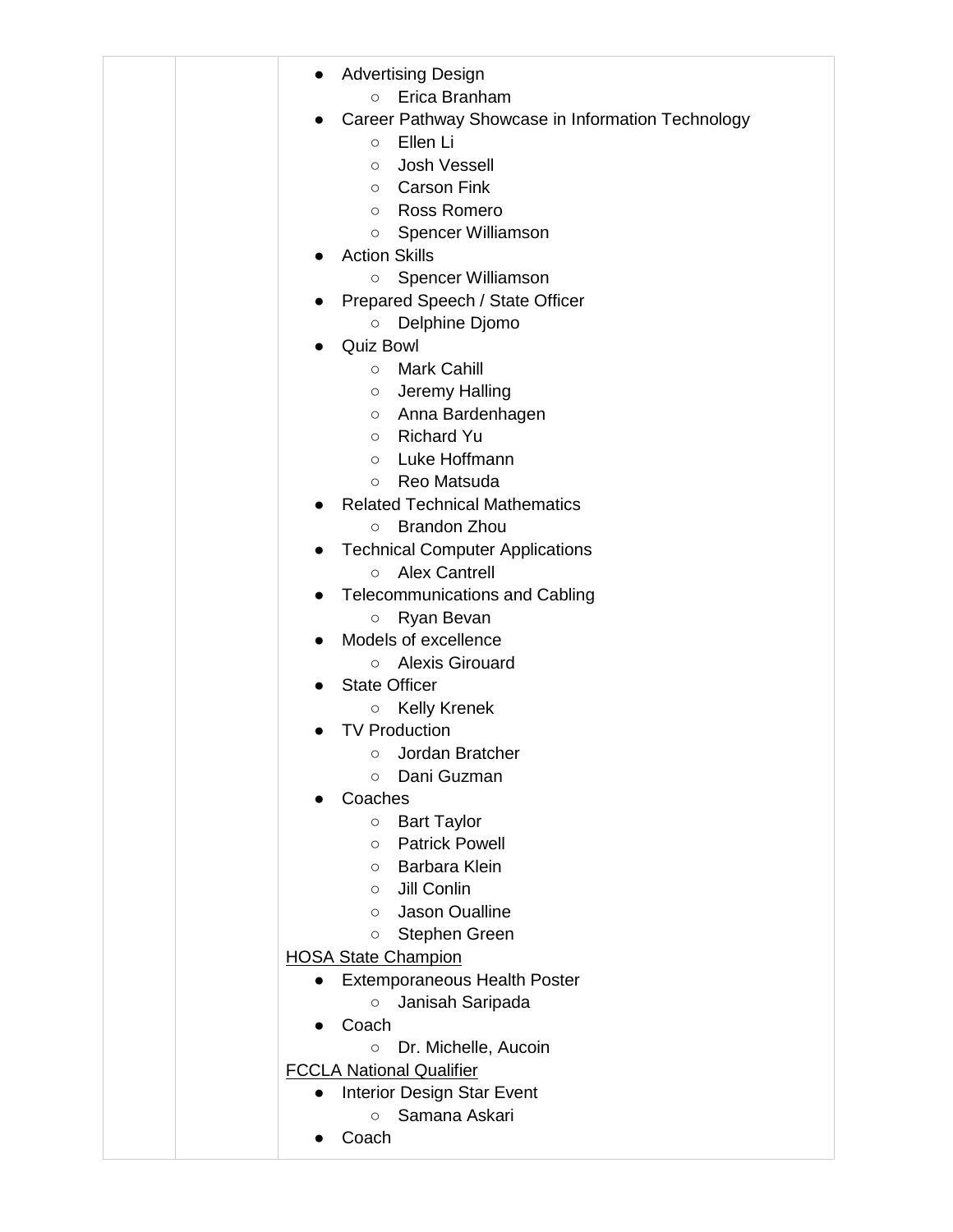| | | <ul><li>Advertising Design<ul><li>Erica Branham</li></ul></li><li>Career Pathway Showcase in Information Technology<ul><li>Ellen Li</li><li>Josh Vessell</li><li>Carson Fink</li><li>Ross Romero</li><li>Spencer Williamson</li></ul></li><li>Action Skills<ul><li>Spencer Williamson</li></ul></li><li>Prepared Speech / State Officer<ul><li>Delphine Djomo</li></ul></li><li>Quiz Bowl<ul><li>Mark Cahill</li><li>Jeremy Halling</li><li>Anna Bardenhagen</li><li>Richard Yu</li><li>Luke Hoffmann</li><li>Reo Matsuda</li></ul></li><li>Related Technical Mathematics<ul><li>Brandon Zhou</li></ul></li><li>Technical Computer Applications<ul><li>Alex Cantrell</li></ul></li><li>Telecommunications and Cabling<ul><li>Ryan Bevan</li></ul></li><li>Models of excellence<ul><li>Alexis Girouard</li></ul></li><li>State Officer<ul><li>Kelly Krenek</li></ul></li><li>TV Production<ul><li>Jordan Bratcher</li><li>Dani Guzman</li></ul></li><li>Coaches<ul><li>Bart Taylor</li><li>Patrick Powell</li><li>Barbara Klein</li><li>Jill Conlin</li><li>Jason Oualline</li><li>Stephen Green</li></ul></li></ul><u>HOSA State Champion</u><ul><li>Extemporaneous Health Poster<ul><li>Janisah Saripada</li></ul></li><li>Coach<ul><li>Dr. Michelle, Aucoin</li></ul></li></ul><u>FCCLA National Qualifier</u><ul><li>Interior Design Star Event<ul><li>Samana Askari</li></ul></li><li>Coach</li></ul> |
|---|---|---|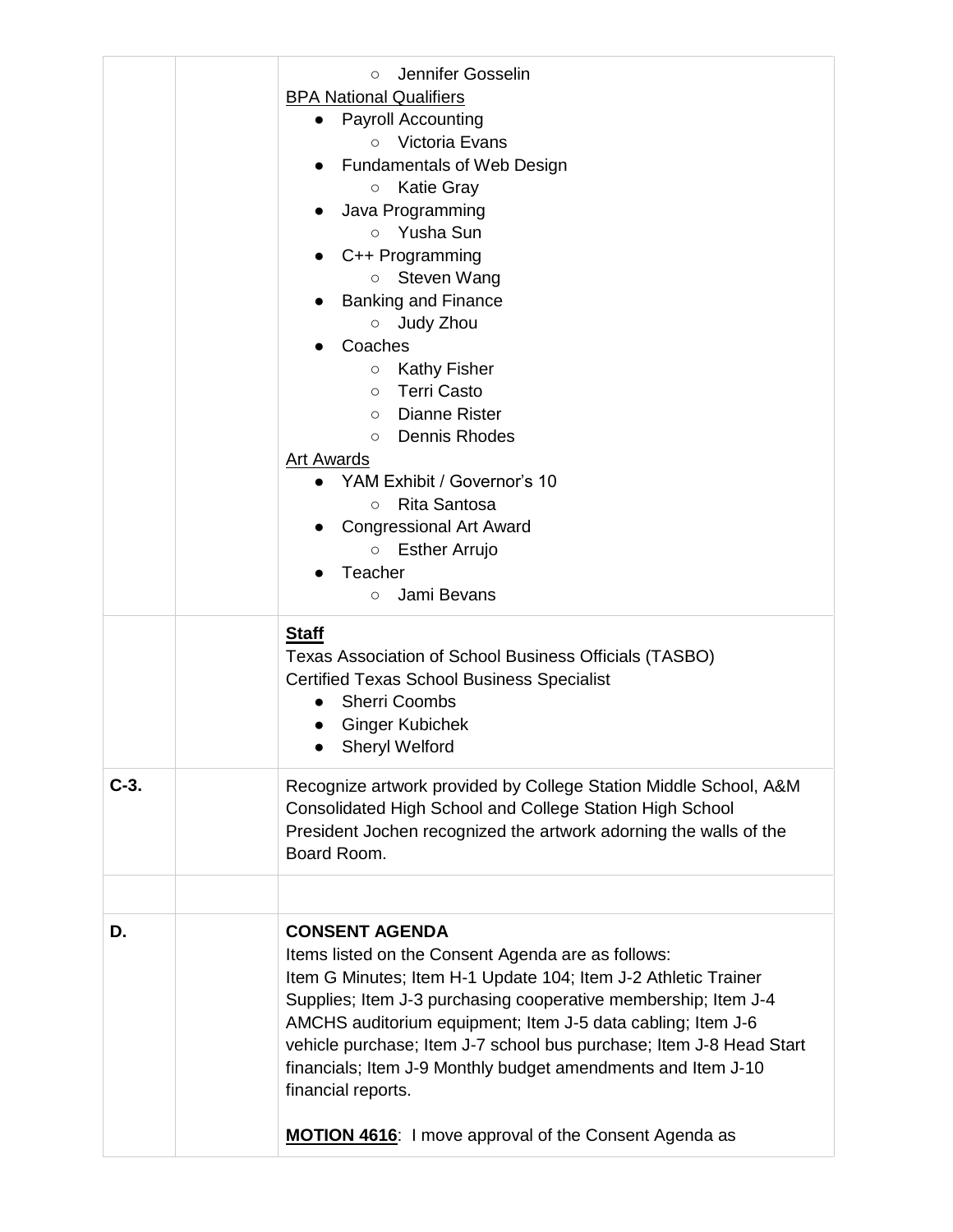| | | |
|---|---|---|
| | | ○ Jennifer Gosselin<br>BPA National Qualifiers<br>● Payroll Accounting<br>○ Victoria Evans<br>● Fundamentals of Web Design<br>○ Katie Gray<br>● Java Programming<br>○ Yusha Sun<br>● C++ Programming<br>○ Steven Wang<br>● Banking and Finance<br>○ Judy Zhou<br>● Coaches<br>○ Kathy Fisher<br>○ Terri Casto<br>○ Dianne Rister<br>○ Dennis Rhodes<br>Art Awards<br>● YAM Exhibit / Governor's 10<br>○ Rita Santosa<br>● Congressional Art Award<br>○ Esther Arrujo<br>● Teacher<br>○ Jami Bevans |
| | | **Staff**<br>Texas Association of School Business Officials (TASBO)<br>Certified Texas School Business Specialist<br>● Sherri Coombs<br>● Ginger Kubichek<br>● Sheryl Welford |
| **C-3.** | | Recognize artwork provided by College Station Middle School, A&M Consolidated High School and College Station High School<br>President Jochen recognized the artwork adorning the walls of the Board Room. |
| | | |
| **D.** | | **CONSENT AGENDA**<br>Items listed on the Consent Agenda are as follows:<br>Item G Minutes; Item H-1 Update 104; Item J-2 Athletic Trainer Supplies; Item J-3 purchasing cooperative membership; Item J-4 AMCHS auditorium equipment; Item J-5 data cabling; Item J-6 vehicle purchase; Item J-7 school bus purchase; Item J-8 Head Start financials; Item J-9 Monthly budget amendments and Item J-10 financial reports.<br><br>**MOTION 4616**: I move approval of the Consent Agenda as |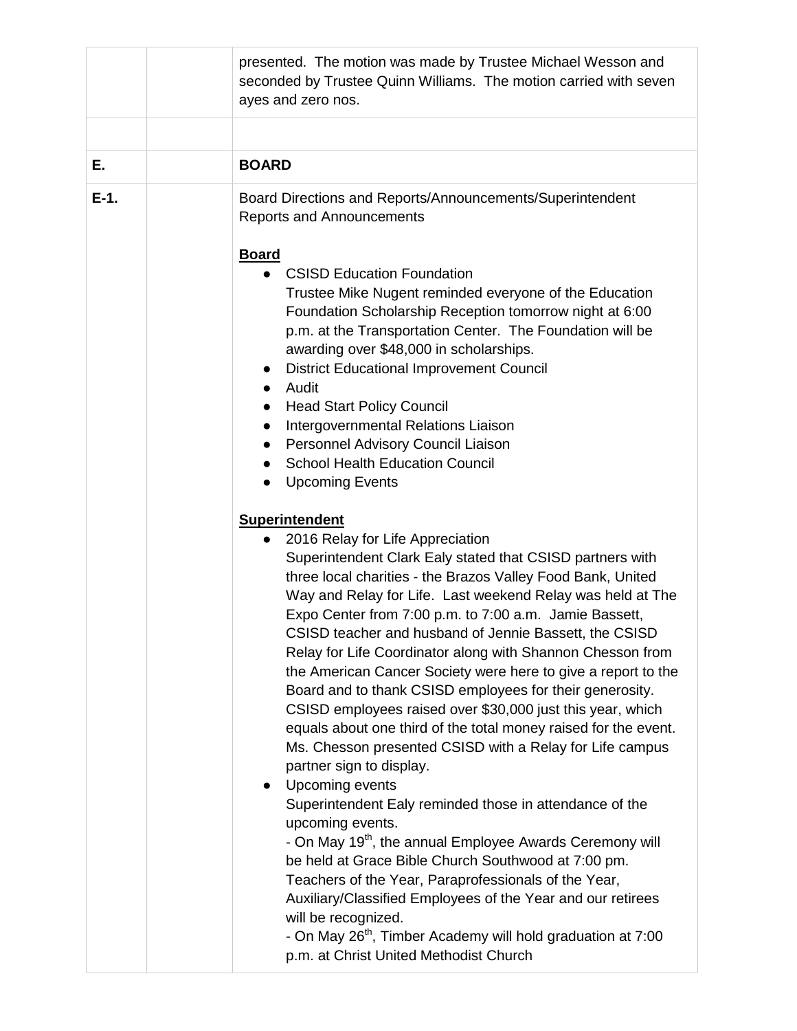| | | |
|---|---|---|
| | | presented. The motion was made by Trustee Michael Wesson and seconded by Trustee Quinn Williams. The motion carried with seven ayes and zero nos. |
| | | |
| **E.** | | **BOARD** |
| **E-1.** | | Board Directions and Reports/Announcements/Superintendent Reports and Announcements<br><br>**Board**<br>● CSISD Education Foundation<br>Trustee Mike Nugent reminded everyone of the Education Foundation Scholarship Reception tomorrow night at 6:00 p.m. at the Transportation Center. The Foundation will be awarding over $48,000 in scholarships.<br>● District Educational Improvement Council<br>● Audit<br>● Head Start Policy Council<br>● Intergovernmental Relations Liaison<br>● Personnel Advisory Council Liaison<br>● School Health Education Council<br>● Upcoming Events<br><br>**Superintendent**<br>● 2016 Relay for Life Appreciation<br>Superintendent Clark Ealy stated that CSISD partners with three local charities - the Brazos Valley Food Bank, United Way and Relay for Life. Last weekend Relay was held at The Expo Center from 7:00 p.m. to 7:00 a.m. Jamie Bassett, CSISD teacher and husband of Jennie Bassett, the CSISD Relay for Life Coordinator along with Shannon Chesson from the American Cancer Society were here to give a report to the Board and to thank CSISD employees for their generosity. CSISD employees raised over $30,000 just this year, which equals about one third of the total money raised for the event. Ms. Chesson presented CSISD with a Relay for Life campus partner sign to display.<br>● Upcoming events<br>Superintendent Ealy reminded those in attendance of the upcoming events.<br>- On May 19th, the annual Employee Awards Ceremony will be held at Grace Bible Church Southwood at 7:00 pm. Teachers of the Year, Paraprofessionals of the Year, Auxiliary/Classified Employees of the Year and our retirees will be recognized.<br>- On May 26th, Timber Academy will hold graduation at 7:00 p.m. at Christ United Methodist Church |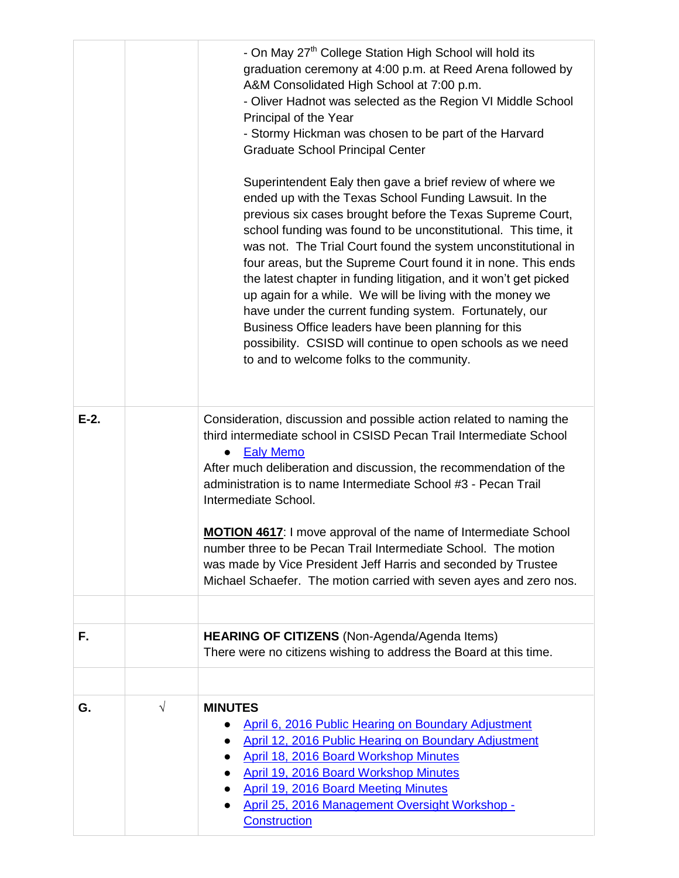| | | |
|---|---|---|
| | | - On May 27th College Station High School will hold its graduation ceremony at 4:00 p.m. at Reed Arena followed by A&M Consolidated High School at 7:00 p.m.<br>- Oliver Hadnot was selected as the Region VI Middle School Principal of the Year<br>- Stormy Hickman was chosen to be part of the Harvard Graduate School Principal Center<br><br>Superintendent Ealy then gave a brief review of where we ended up with the Texas School Funding Lawsuit. In the previous six cases brought before the Texas Supreme Court, school funding was found to be unconstitutional. This time, it was not. The Trial Court found the system unconstitutional in four areas, but the Supreme Court found it in none. This ends the latest chapter in funding litigation, and it won't get picked up again for a while. We will be living with the money we have under the current funding system. Fortunately, our Business Office leaders have been planning for this possibility. CSISD will continue to open schools as we need to and to welcome folks to the community. |
| **E-2.** | | Consideration, discussion and possible action related to naming the third intermediate school in CSISD Pecan Trail Intermediate School<br>● Ealy Memo<br>After much deliberation and discussion, the recommendation of the administration is to name Intermediate School #3 - Pecan Trail Intermediate School.<br><br>**MOTION 4617**: I move approval of the name of Intermediate School number three to be Pecan Trail Intermediate School. The motion was made by Vice President Jeff Harris and seconded by Trustee Michael Schaefer. The motion carried with seven ayes and zero nos. |
| | | |
| **F.** | | **HEARING OF CITIZENS** (Non-Agenda/Agenda Items)<br>There were no citizens wishing to address the Board at this time. |
| | | |
| **G.** | √ | **MINUTES**<br>● April 6, 2016 Public Hearing on Boundary Adjustment<br>● April 12, 2016 Public Hearing on Boundary Adjustment<br>● April 18, 2016 Board Workshop Minutes<br>● April 19, 2016 Board Workshop Minutes<br>● April 19, 2016 Board Meeting Minutes<br>● April 25, 2016 Management Oversight Workshop - Construction |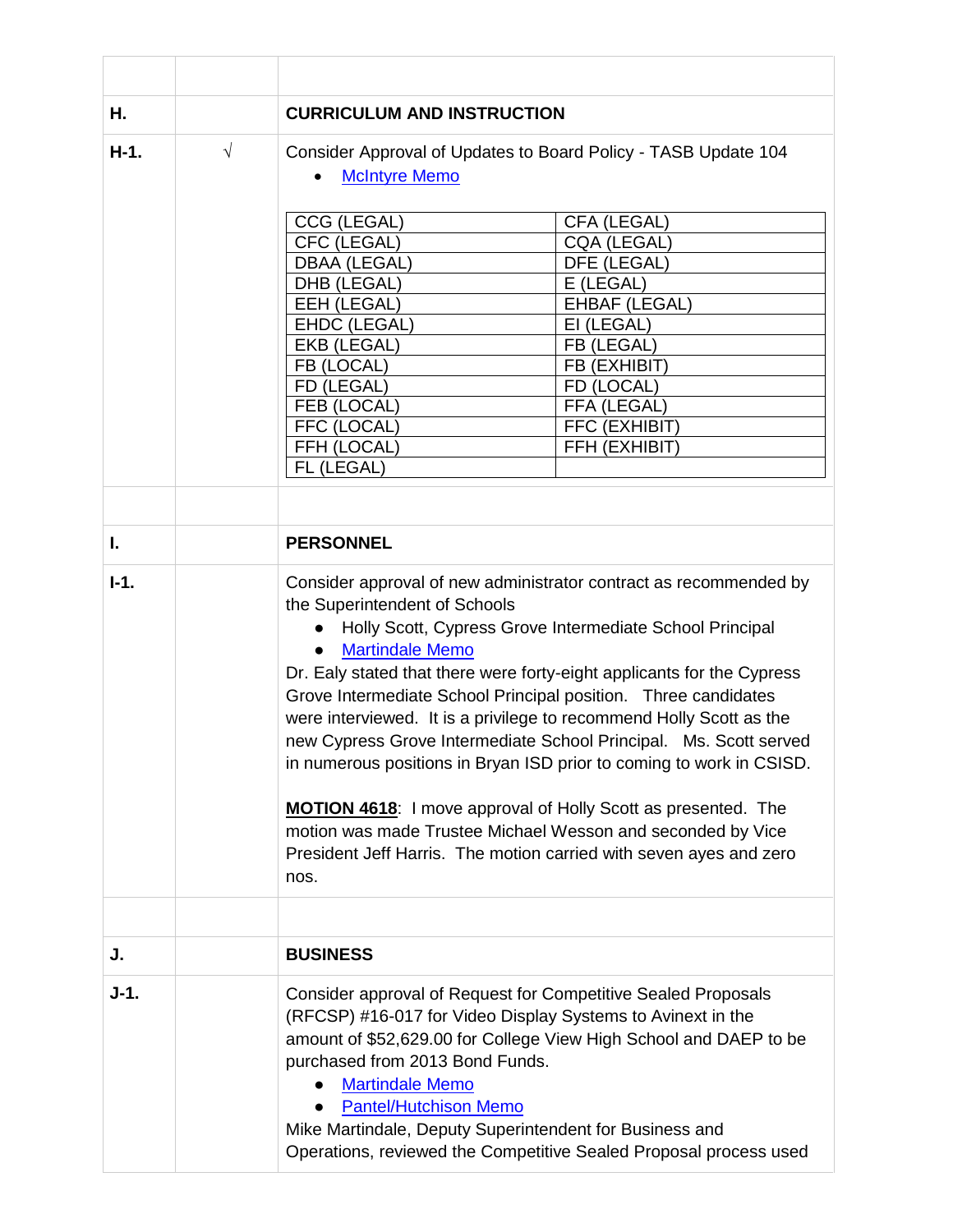| | | |
|---|---|---|
| **H.** | | **CURRICULUM AND INSTRUCTION** |
| **H-1.** | √ | Consider Approval of Updates to Board Policy - TASB Update 104<br>• McIntyre Memo |

| | |
|---|---|
| CCG (LEGAL) | CFA (LEGAL) |
| CFC (LEGAL) | CQA (LEGAL) |
| DBAA (LEGAL) | DFE (LEGAL) |
| DHB (LEGAL) | E (LEGAL) |
| EEH (LEGAL) | EHBAF (LEGAL) |
| EHDC (LEGAL) | EI (LEGAL) |
| EKB (LEGAL) | FB (LEGAL) |
| FB (LOCAL) | FB (EXHIBIT) |
| FD (LEGAL) | FD (LOCAL) |
| FEB (LOCAL) | FFA (LEGAL) |
| FFC (LOCAL) | FFC (EXHIBIT) |
| FFH (LOCAL) | FFH (EXHIBIT) |
| FL (LEGAL) | |

| | | |
|---|---|---|
| **I.** | | **PERSONNEL** |
| **I-1.** | | Consider approval of new administrator contract as recommended by the Superintendent of Schools<br>• Holly Scott, Cypress Grove Intermediate School Principal<br>• Martindale Memo<br>Dr. Ealy stated that there were forty-eight applicants for the Cypress Grove Intermediate School Principal position. Three candidates were interviewed. It is a privilege to recommend Holly Scott as the new Cypress Grove Intermediate School Principal. Ms. Scott served in numerous positions in Bryan ISD prior to coming to work in CSISD.<br><br>**MOTION 4618**: I move approval of Holly Scott as presented. The motion was made Trustee Michael Wesson and seconded by Vice President Jeff Harris. The motion carried with seven ayes and zero nos. |
| **J.** | | **BUSINESS** |
| **J-1.** | | Consider approval of Request for Competitive Sealed Proposals (RFCSP) #16-017 for Video Display Systems to Avinext in the amount of $52,629.00 for College View High School and DAEP to be purchased from 2013 Bond Funds.<br>• Martindale Memo<br>• Pantel/Hutchison Memo<br>Mike Martindale, Deputy Superintendent for Business and Operations, reviewed the Competitive Sealed Proposal process used |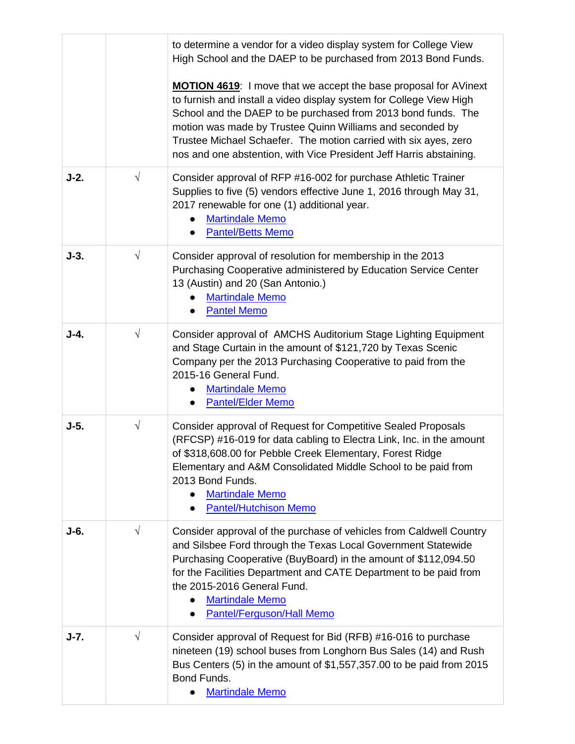| | | |
|---|---|---|
| | | to determine a vendor for a video display system for College View High School and the DAEP to be purchased from 2013 Bond Funds.<br><br>**MOTION 4619**: I move that we accept the base proposal for AVinext to furnish and install a video display system for College View High School and the DAEP to be purchased from 2013 bond funds. The motion was made by Trustee Quinn Williams and seconded by Trustee Michael Schaefer. The motion carried with six ayes, zero nos and one abstention, with Vice President Jeff Harris abstaining. |
| **J-2.** | √ | Consider approval of RFP #16-002 for purchase Athletic Trainer Supplies to five (5) vendors effective June 1, 2016 through May 31, 2017 renewable for one (1) additional year.<br>● Martindale Memo<br>● Pantel/Betts Memo |
| **J-3.** | √ | Consider approval of resolution for membership in the 2013 Purchasing Cooperative administered by Education Service Center 13 (Austin) and 20 (San Antonio.)<br>● Martindale Memo<br>● Pantel Memo |
| **J-4.** | √ | Consider approval of AMCHS Auditorium Stage Lighting Equipment and Stage Curtain in the amount of $121,720 by Texas Scenic Company per the 2013 Purchasing Cooperative to paid from the 2015-16 General Fund.<br>● Martindale Memo<br>● Pantel/Elder Memo |
| **J-5.** | √ | Consider approval of Request for Competitive Sealed Proposals (RFCSP) #16-019 for data cabling to Electra Link, Inc. in the amount of $318,608.00 for Pebble Creek Elementary, Forest Ridge Elementary and A&M Consolidated Middle School to be paid from 2013 Bond Funds.<br>● Martindale Memo<br>● Pantel/Hutchison Memo |
| **J-6.** | √ | Consider approval of the purchase of vehicles from Caldwell Country and Silsbee Ford through the Texas Local Government Statewide Purchasing Cooperative (BuyBoard) in the amount of $112,094.50 for the Facilities Department and CATE Department to be paid from the 2015-2016 General Fund.<br>● Martindale Memo<br>● Pantel/Ferguson/Hall Memo |
| **J-7.** | √ | Consider approval of Request for Bid (RFB) #16-016 to purchase nineteen (19) school buses from Longhorn Bus Sales (14) and Rush Bus Centers (5) in the amount of $1,557,357.00 to be paid from 2015 Bond Funds.<br>● Martindale Memo |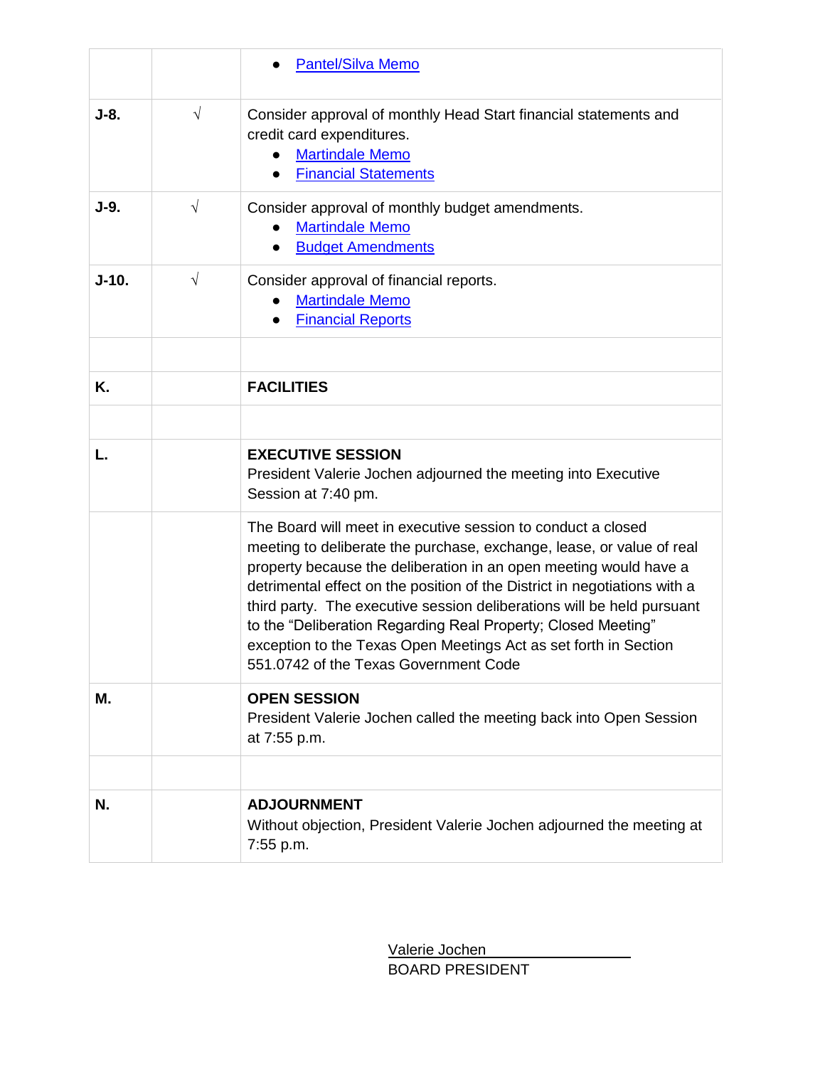| | | |
|---|---|---|
| | | • Pantel/Silva Memo |
| **J-8.** | √ | Consider approval of monthly Head Start financial statements and credit card expenditures.<br>• Martindale Memo<br>• Financial Statements |
| **J-9.** | √ | Consider approval of monthly budget amendments.<br>• Martindale Memo<br>• Budget Amendments |
| **J-10.** | √ | Consider approval of financial reports.<br>• Martindale Memo<br>• Financial Reports |
| | | |
| **K.** | | **FACILITIES** |
| | | |
| **L.** | | **EXECUTIVE SESSION**<br>President Valerie Jochen adjourned the meeting into Executive Session at 7:40 pm. |
| | | The Board will meet in executive session to conduct a closed meeting to deliberate the purchase, exchange, lease, or value of real property because the deliberation in an open meeting would have a detrimental effect on the position of the District in negotiations with a third party. The executive session deliberations will be held pursuant to the "Deliberation Regarding Real Property; Closed Meeting" exception to the Texas Open Meetings Act as set forth in Section 551.0742 of the Texas Government Code |
| **M.** | | **OPEN SESSION**<br>President Valerie Jochen called the meeting back into Open Session at 7:55 p.m. |
| | | |
| **N.** | | **ADJOURNMENT**<br>Without objection, President Valerie Jochen adjourned the meeting at 7:55 p.m. |

Valerie Jochen
BOARD PRESIDENT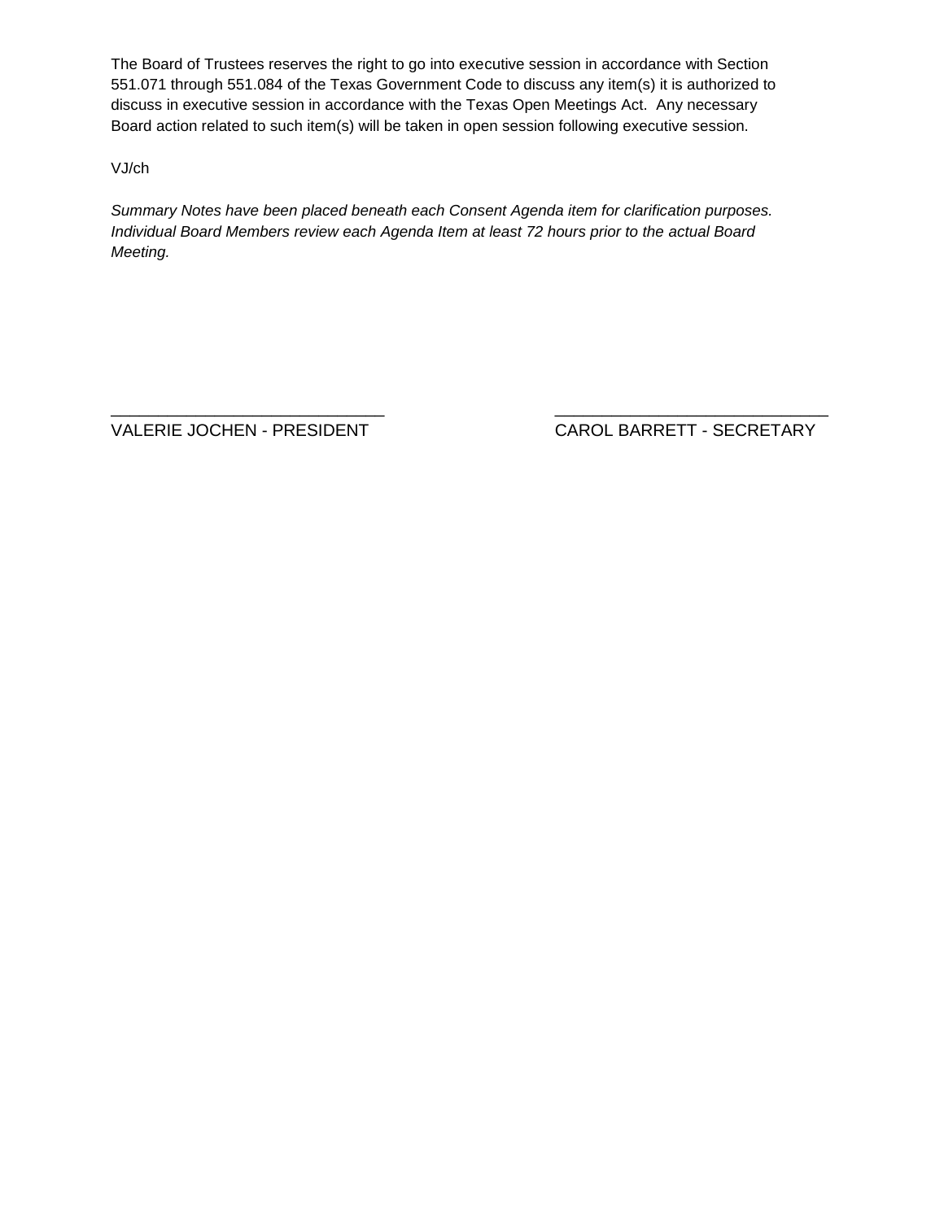The Board of Trustees reserves the right to go into executive session in accordance with Section 551.071 through 551.084 of the Texas Government Code to discuss any item(s) it is authorized to discuss in executive session in accordance with the Texas Open Meetings Act. Any necessary Board action related to such item(s) will be taken in open session following executive session.

VJ/ch

*Summary Notes have been placed beneath each Consent Agenda item for clarification purposes. Individual Board Members review each Agenda Item at least 72 hours prior to the actual Board Meeting.*

| | |
|---|---|
| ______________________________ | ______________________________ |
| VALERIE JOCHEN - PRESIDENT | CAROL BARRETT - SECRETARY |